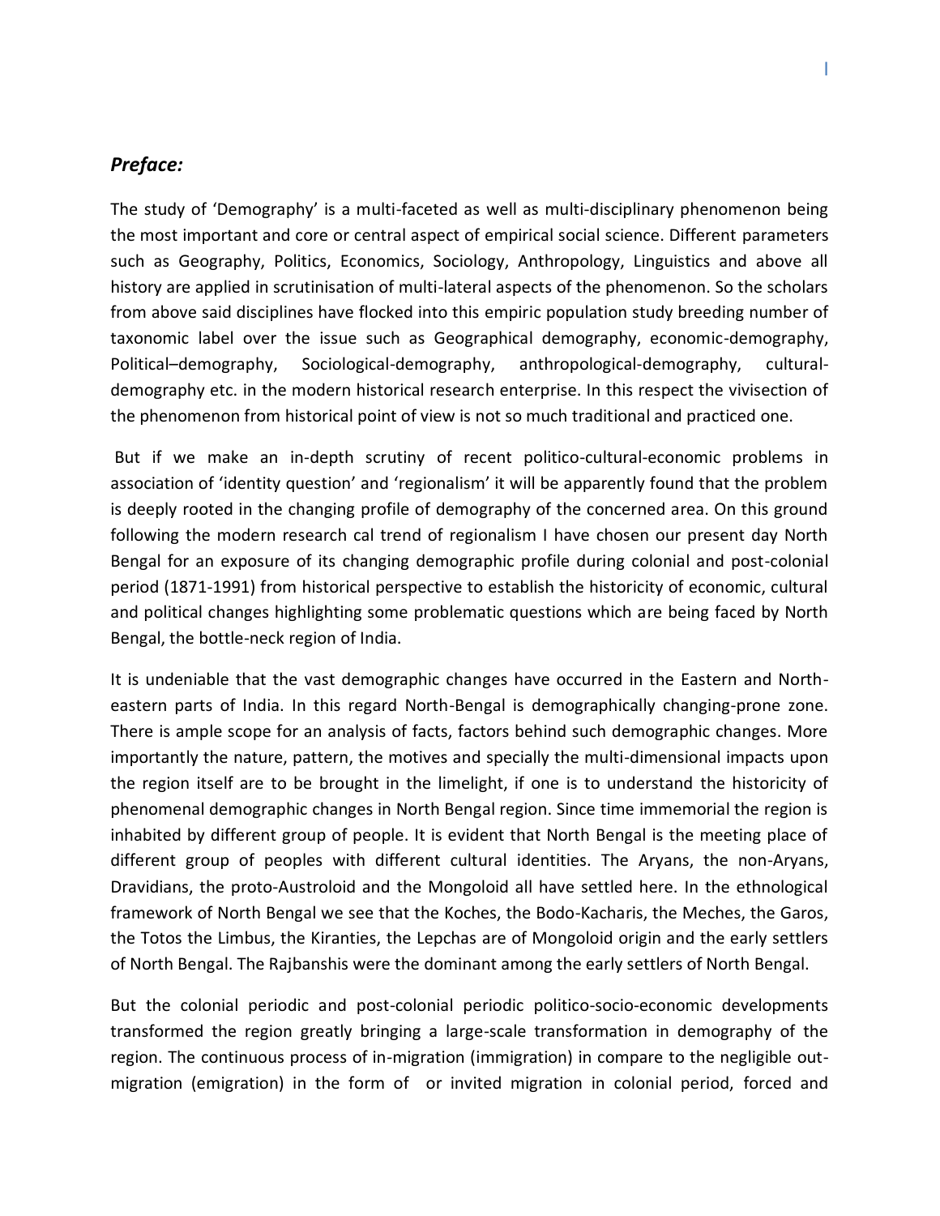## *Preface:*

The study of 'Demography' is a multi-faceted as well as multi-disciplinary phenomenon being the most important and core or central aspect of empirical social science. Different parameters such as Geography, Politics, Economics, Sociology, Anthropology, Linguistics and above all history are applied in scrutinisation of multi-lateral aspects of the phenomenon. So the scholars from above said disciplines have flocked into this empiric population study breeding number of taxonomic label over the issue such as Geographical demography, economic-demography, Political–demography, Sociological-demography, anthropological-demography, cultural-demography etc. in the modern historical research enterprise. In this respect the vivisection of the phenomenon from historical point of view is not so much traditional and practiced one.

But if we make an in-depth scrutiny of recent politico-cultural-economic problems in association of 'identity question' and 'regionalism' it will be apparently found that the problem is deeply rooted in the changing profile of demography of the concerned area. On this ground following the modern research cal trend of regionalism I have chosen our present day North Bengal for an exposure of its changing demographic profile during colonial and post-colonial period (1871-1991) from historical perspective to establish the historicity of economic, cultural and political changes highlighting some problematic questions which are being faced by North Bengal, the bottle-neck region of India.

It is undeniable that the vast demographic changes have occurred in the Eastern and North-eastern parts of India. In this regard North-Bengal is demographically changing-prone zone. There is ample scope for an analysis of facts, factors behind such demographic changes. More importantly the nature, pattern, the motives and specially the multi-dimensional impacts upon the region itself are to be brought in the limelight, if one is to understand the historicity of phenomenal demographic changes in North Bengal region. Since time immemorial the region is inhabited by different group of people. It is evident that North Bengal is the meeting place of different group of peoples with different cultural identities. The Aryans, the non-Aryans, Dravidians, the proto-Austroloid and the Mongoloid all have settled here. In the ethnological framework of North Bengal we see that the Koches, the Bodo-Kacharis, the Meches, the Garos, the Totos the Limbus, the Kiranties, the Lepchas are of Mongoloid origin and the early settlers of North Bengal. The Rajbanshis were the dominant among the early settlers of North Bengal.

But the colonial periodic and post-colonial periodic politico-socio-economic developments transformed the region greatly bringing a large-scale transformation in demography of the region. The continuous process of in-migration (immigration) in compare to the negligible out-migration (emigration) in the form of  or invited migration in colonial period, forced and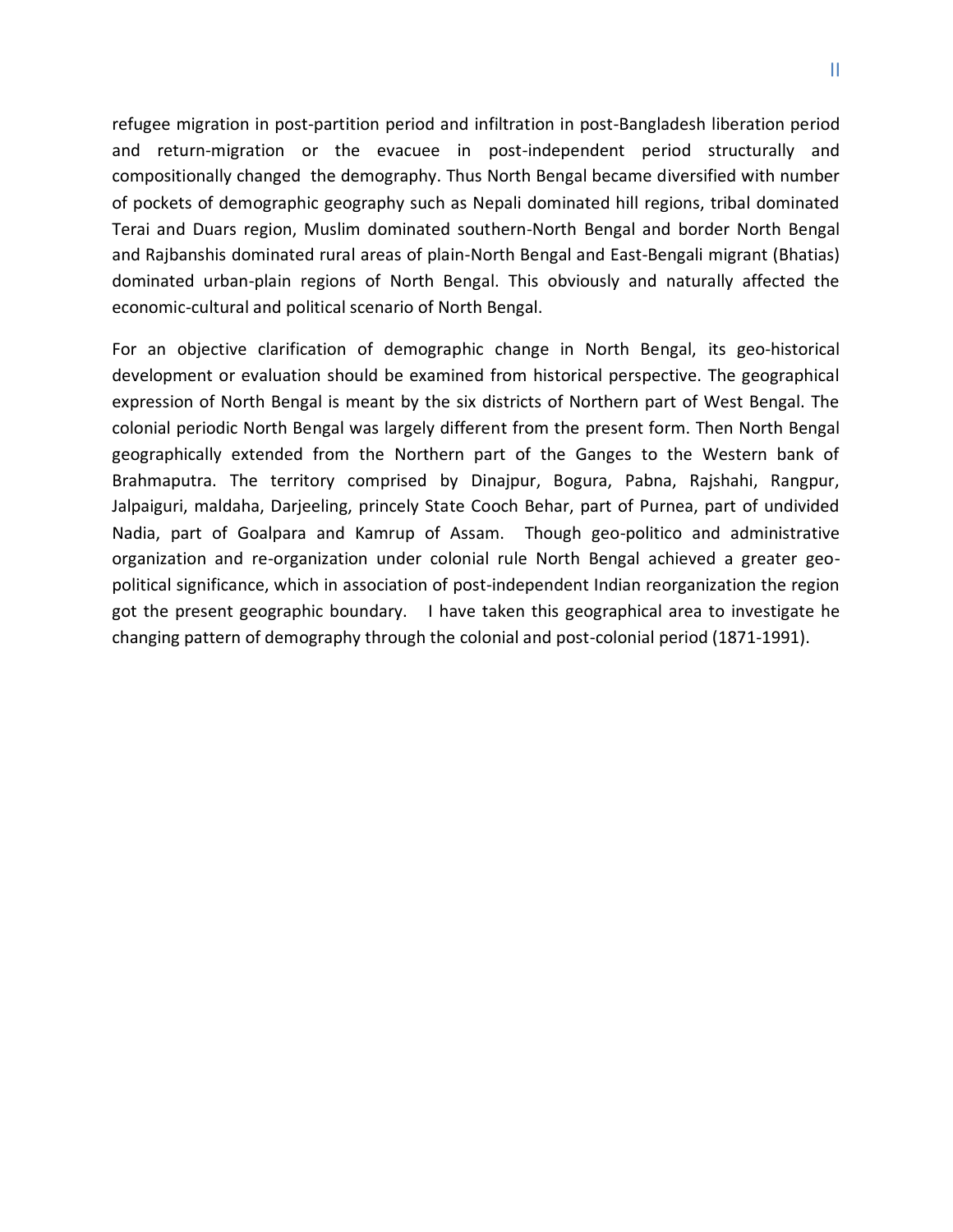refugee migration in post-partition period and infiltration in post-Bangladesh liberation period and return-migration or the evacuee in post-independent period structurally and compositionally changed the demography. Thus North Bengal became diversified with number of pockets of demographic geography such as Nepali dominated hill regions, tribal dominated Terai and Duars region, Muslim dominated southern-North Bengal and border North Bengal and Rajbanshis dominated rural areas of plain-North Bengal and East-Bengali migrant (Bhatias) dominated urban-plain regions of North Bengal. This obviously and naturally affected the economic-cultural and political scenario of North Bengal.

For an objective clarification of demographic change in North Bengal, its geo-historical development or evaluation should be examined from historical perspective. The geographical expression of North Bengal is meant by the six districts of Northern part of West Bengal. The colonial periodic North Bengal was largely different from the present form. Then North Bengal geographically extended from the Northern part of the Ganges to the Western bank of Brahmaputra. The territory comprised by Dinajpur, Bogura, Pabna, Rajshahi, Rangpur, Jalpaiguri, maldaha, Darjeeling, princely State Cooch Behar, part of Purnea, part of undivided Nadia, part of Goalpara and Kamrup of Assam. Though geo-politico and administrative organization and re-organization under colonial rule North Bengal achieved a greater geo-political significance, which in association of post-independent Indian reorganization the region got the present geographic boundary. I have taken this geographical area to investigate he changing pattern of demography through the colonial and post-colonial period (1871-1991).